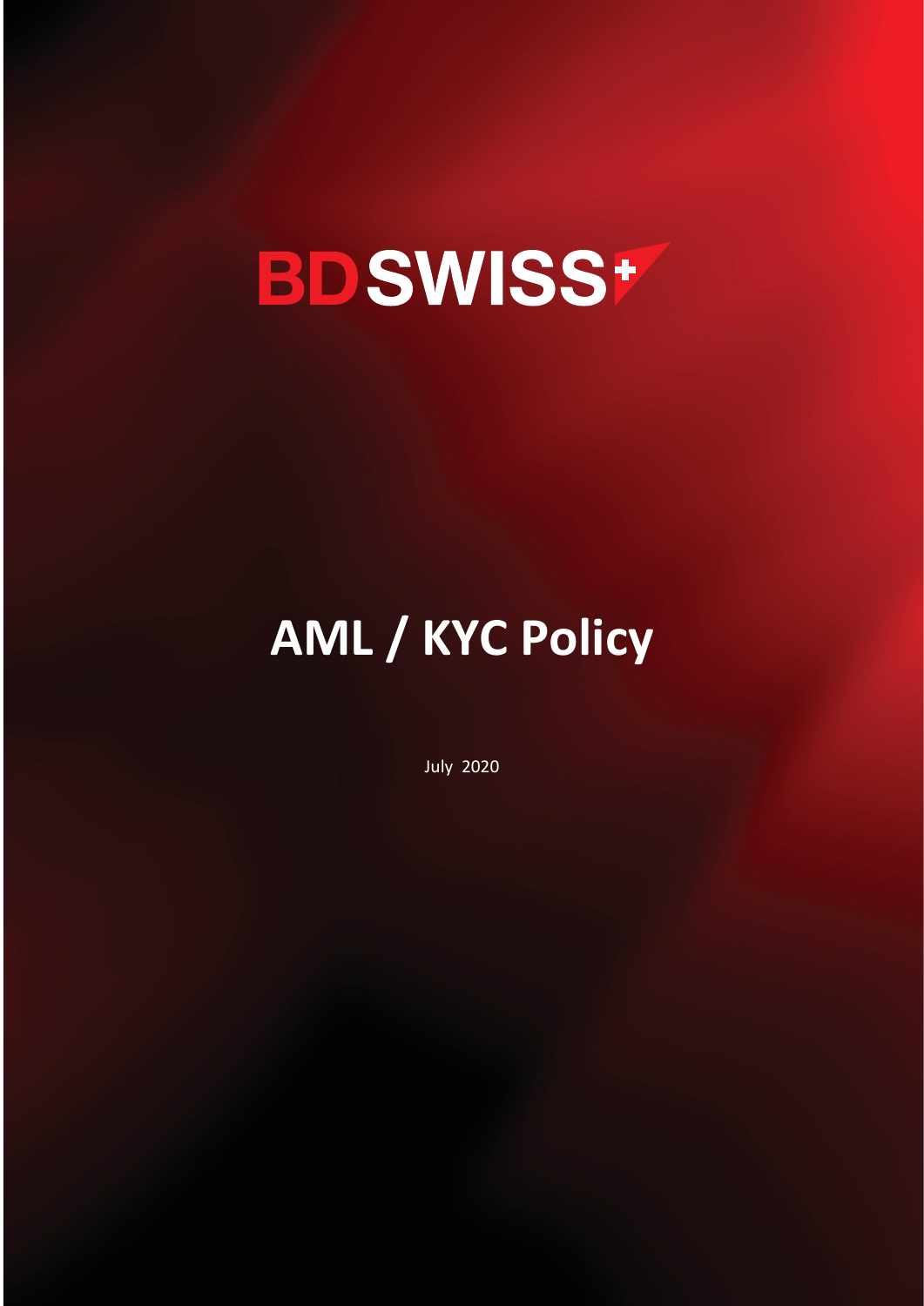BDSWISS

# AML / KYC Policy

July 2020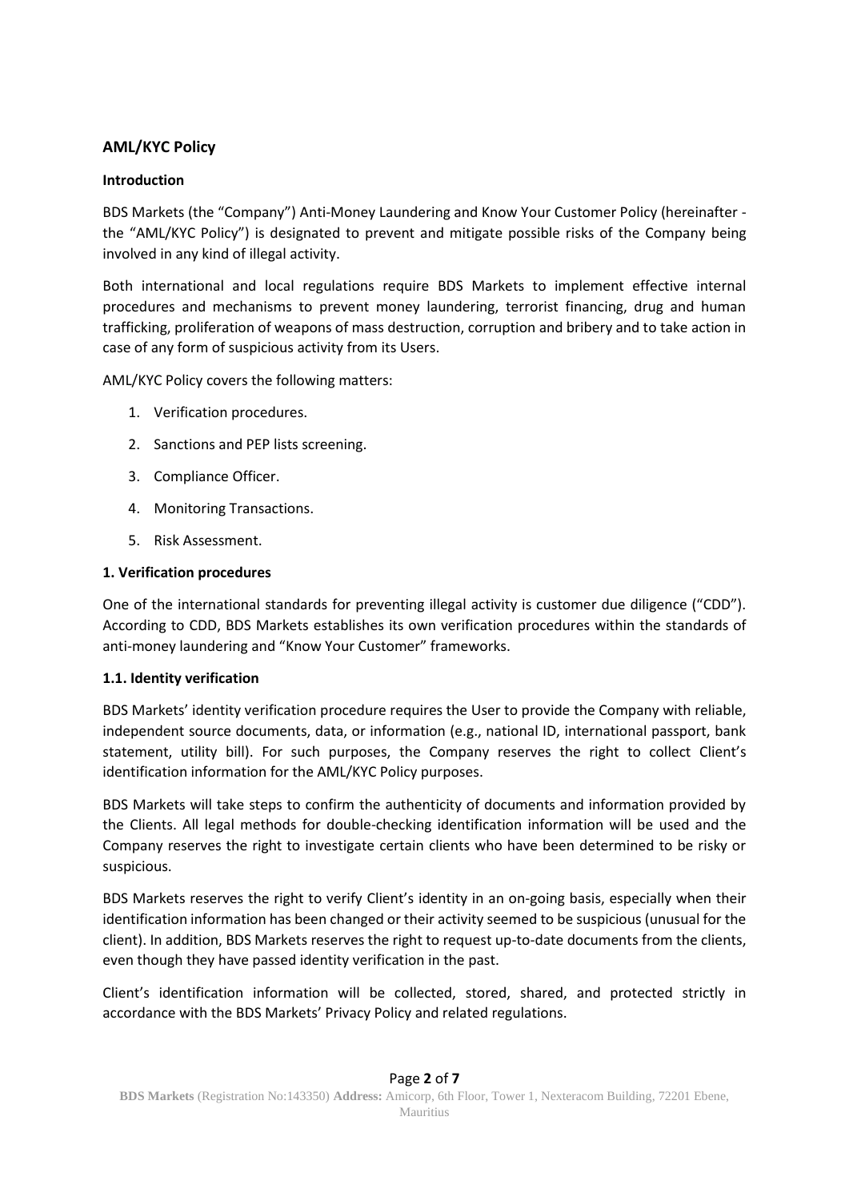## AML/KYC Policy

### Introduction

BDS Markets (the "Company") Anti-Money Laundering and Know Your Customer Policy (hereinafter - the "AML/KYC Policy") is designated to prevent and mitigate possible risks of the Company being involved in any kind of illegal activity.

Both international and local regulations require BDS Markets to implement effective internal procedures and mechanisms to prevent money laundering, terrorist financing, drug and human trafficking, proliferation of weapons of mass destruction, corruption and bribery and to take action in case of any form of suspicious activity from its Users.

AML/KYC Policy covers the following matters:

1. Verification procedures.
2. Sanctions and PEP lists screening.
3. Compliance Officer.
4. Monitoring Transactions.
5. Risk Assessment.

### 1. Verification procedures

One of the international standards for preventing illegal activity is customer due diligence ("CDD"). According to CDD, BDS Markets establishes its own verification procedures within the standards of anti-money laundering and "Know Your Customer" frameworks.

#### 1.1. Identity verification

BDS Markets' identity verification procedure requires the User to provide the Company with reliable, independent source documents, data, or information (e.g., national ID, international passport, bank statement, utility bill). For such purposes, the Company reserves the right to collect Client's identification information for the AML/KYC Policy purposes.

BDS Markets will take steps to confirm the authenticity of documents and information provided by the Clients. All legal methods for double-checking identification information will be used and the Company reserves the right to investigate certain clients who have been determined to be risky or suspicious.

BDS Markets reserves the right to verify Client's identity in an on-going basis, especially when their identification information has been changed or their activity seemed to be suspicious (unusual for the client). In addition, BDS Markets reserves the right to request up-to-date documents from the clients, even though they have passed identity verification in the past.

Client's identification information will be collected, stored, shared, and protected strictly in accordance with the BDS Markets' Privacy Policy and related regulations.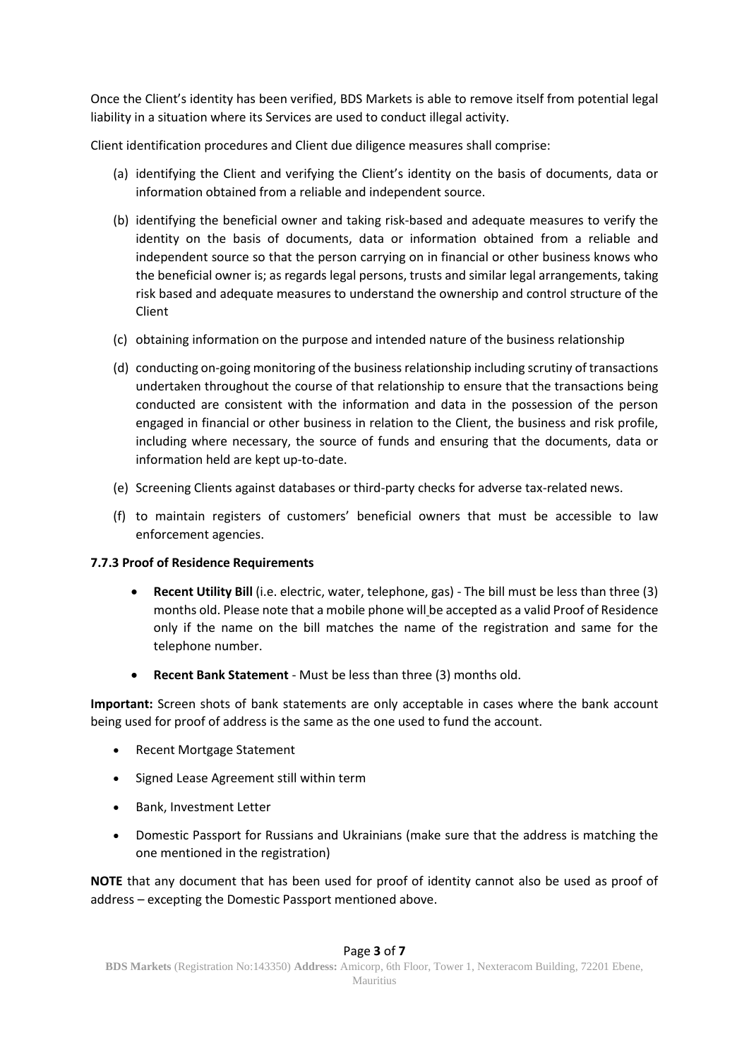Once the Client's identity has been verified, BDS Markets is able to remove itself from potential legal liability in a situation where its Services are used to conduct illegal activity.

Client identification procedures and Client due diligence measures shall comprise:

(a) identifying the Client and verifying the Client's identity on the basis of documents, data or information obtained from a reliable and independent source.

(b) identifying the beneficial owner and taking risk-based and adequate measures to verify the identity on the basis of documents, data or information obtained from a reliable and independent source so that the person carrying on in financial or other business knows who the beneficial owner is; as regards legal persons, trusts and similar legal arrangements, taking risk based and adequate measures to understand the ownership and control structure of the Client

(c) obtaining information on the purpose and intended nature of the business relationship

(d) conducting on-going monitoring of the business relationship including scrutiny of transactions undertaken throughout the course of that relationship to ensure that the transactions being conducted are consistent with the information and data in the possession of the person engaged in financial or other business in relation to the Client, the business and risk profile, including where necessary, the source of funds and ensuring that the documents, data or information held are kept up-to-date.

(e) Screening Clients against databases or third-party checks for adverse tax-related news.

(f) to maintain registers of customers' beneficial owners that must be accessible to law enforcement agencies.

#### 7.7.3 Proof of Residence Requirements

- **Recent Utility Bill** (i.e. electric, water, telephone, gas) - The bill must be less than three (3) months old. Please note that a mobile phone will be accepted as a valid Proof of Residence only if the name on the bill matches the name of the registration and same for the telephone number.
- **Recent Bank Statement** - Must be less than three (3) months old.

**Important:** Screen shots of bank statements are only acceptable in cases where the bank account being used for proof of address is the same as the one used to fund the account.

- Recent Mortgage Statement
- Signed Lease Agreement still within term
- Bank, Investment Letter
- Domestic Passport for Russians and Ukrainians (make sure that the address is matching the one mentioned in the registration)

**NOTE** that any document that has been used for proof of identity cannot also be used as proof of address – excepting the Domestic Passport mentioned above.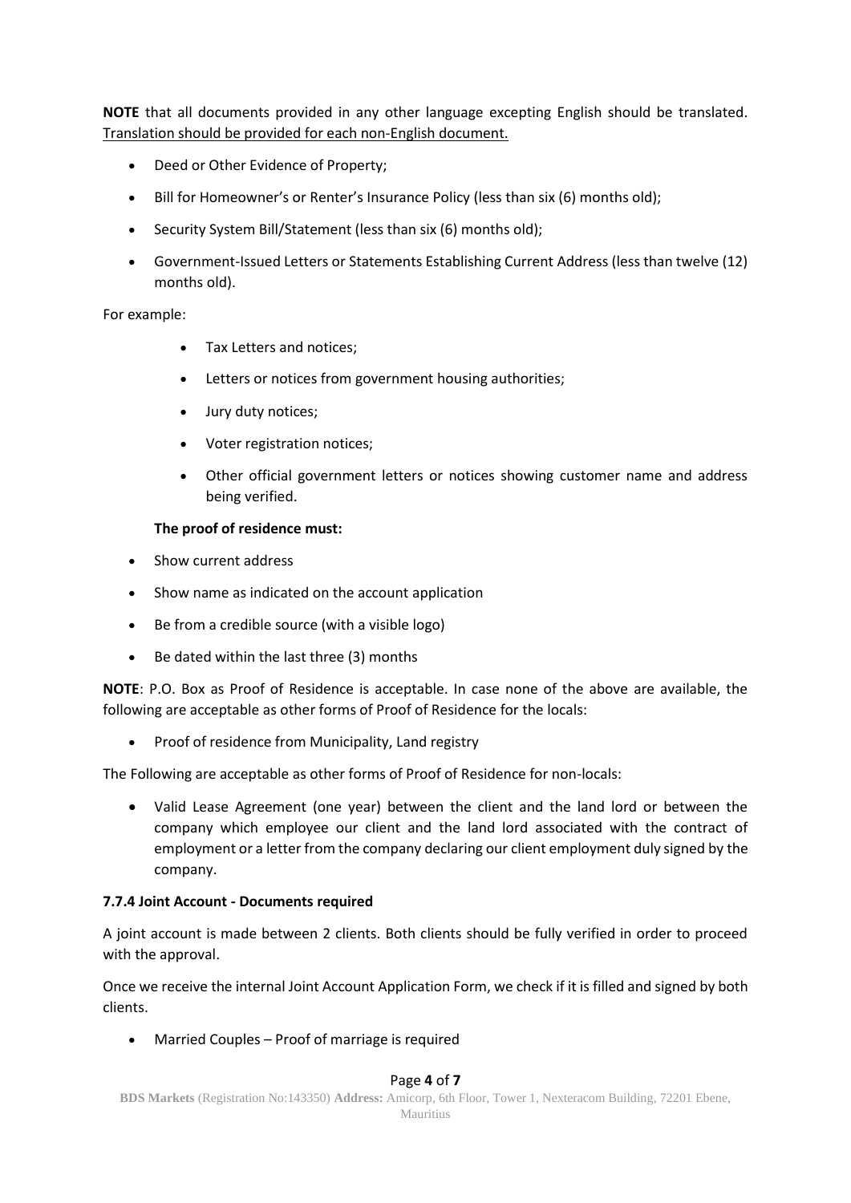**NOTE** that all documents provided in any other language excepting English should be translated. Translation should be provided for each non-English document.

- Deed or Other Evidence of Property;
- Bill for Homeowner's or Renter's Insurance Policy (less than six (6) months old);
- Security System Bill/Statement (less than six (6) months old);
- Government-Issued Letters or Statements Establishing Current Address (less than twelve (12) months old).

For example:

- Tax Letters and notices;
- Letters or notices from government housing authorities;
- Jury duty notices;
- Voter registration notices;
- Other official government letters or notices showing customer name and address being verified.

**The proof of residence must:**

- Show current address
- Show name as indicated on the account application
- Be from a credible source (with a visible logo)
- Be dated within the last three (3) months

**NOTE**: P.O. Box as Proof of Residence is acceptable. In case none of the above are available, the following are acceptable as other forms of Proof of Residence for the locals:

- Proof of residence from Municipality, Land registry

The Following are acceptable as other forms of Proof of Residence for non-locals:

- Valid Lease Agreement (one year) between the client and the land lord or between the company which employee our client and the land lord associated with the contract of employment or a letter from the company declaring our client employment duly signed by the company.

**7.7.4 Joint Account - Documents required**

A joint account is made between 2 clients. Both clients should be fully verified in order to proceed with the approval.

Once we receive the internal Joint Account Application Form, we check if it is filled and signed by both clients.

- Married Couples – Proof of marriage is required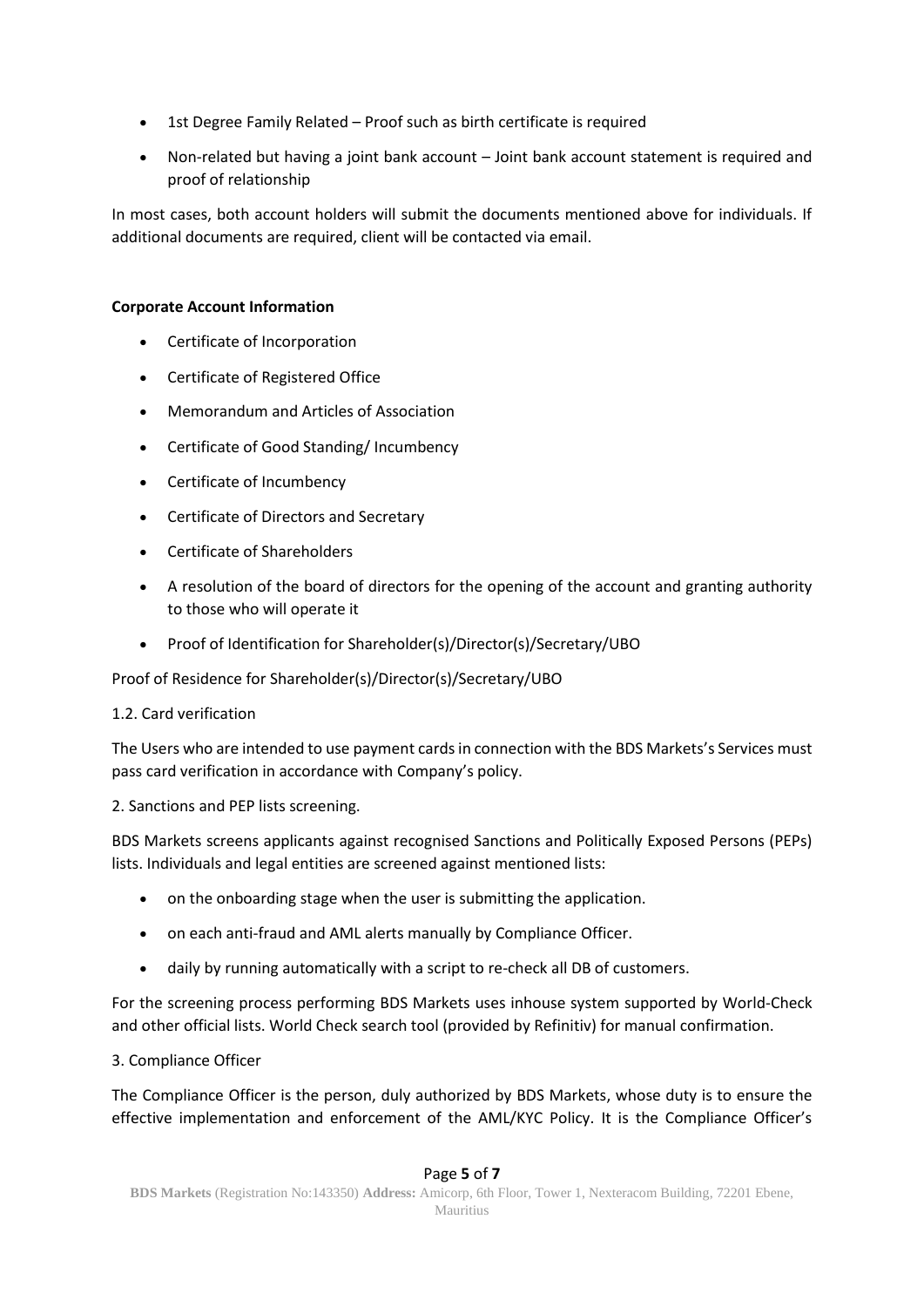- 1st Degree Family Related – Proof such as birth certificate is required
- Non-related but having a joint bank account – Joint bank account statement is required and proof of relationship

In most cases, both account holders will submit the documents mentioned above for individuals. If additional documents are required, client will be contacted via email.

**Corporate Account Information**

- Certificate of Incorporation
- Certificate of Registered Office
- Memorandum and Articles of Association
- Certificate of Good Standing/ Incumbency
- Certificate of Incumbency
- Certificate of Directors and Secretary
- Certificate of Shareholders
- A resolution of the board of directors for the opening of the account and granting authority to those who will operate it
- Proof of Identification for Shareholder(s)/Director(s)/Secretary/UBO

Proof of Residence for Shareholder(s)/Director(s)/Secretary/UBO

1.2. Card verification

The Users who are intended to use payment cards in connection with the BDS Markets's Services must pass card verification in accordance with Company's policy.

2. Sanctions and PEP lists screening.

BDS Markets screens applicants against recognised Sanctions and Politically Exposed Persons (PEPs) lists. Individuals and legal entities are screened against mentioned lists:

- on the onboarding stage when the user is submitting the application.
- on each anti-fraud and AML alerts manually by Compliance Officer.
- daily by running automatically with a script to re-check all DB of customers.

For the screening process performing BDS Markets uses inhouse system supported by World-Check and other official lists. World Check search tool (provided by Refinitiv) for manual confirmation.

3. Compliance Officer

The Compliance Officer is the person, duly authorized by BDS Markets, whose duty is to ensure the effective implementation and enforcement of the AML/KYC Policy. It is the Compliance Officer's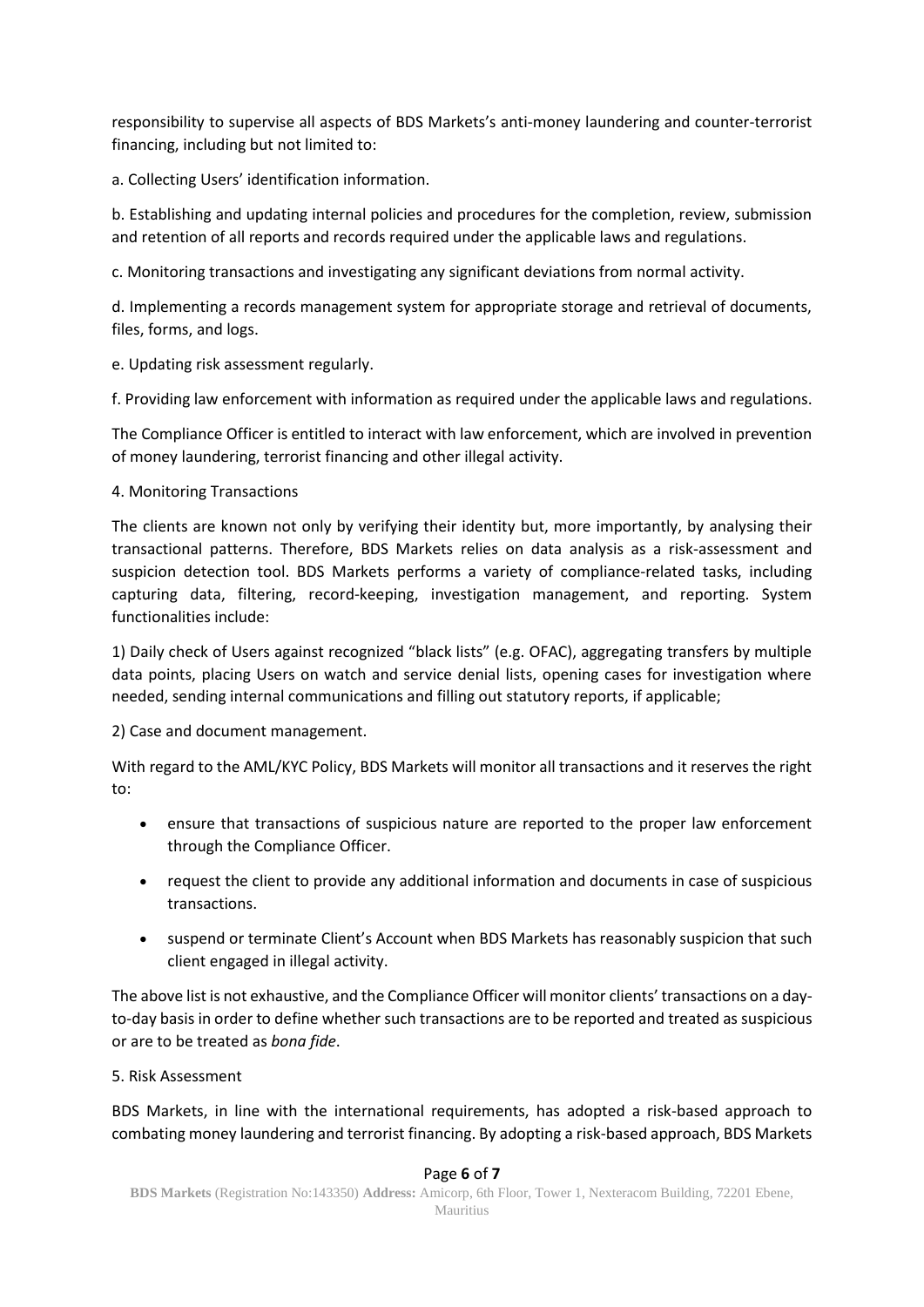responsibility to supervise all aspects of BDS Markets's anti-money laundering and counter-terrorist financing, including but not limited to:

a. Collecting Users' identification information.

b. Establishing and updating internal policies and procedures for the completion, review, submission and retention of all reports and records required under the applicable laws and regulations.

c. Monitoring transactions and investigating any significant deviations from normal activity.

d. Implementing a records management system for appropriate storage and retrieval of documents, files, forms, and logs.

e. Updating risk assessment regularly.

f. Providing law enforcement with information as required under the applicable laws and regulations.

The Compliance Officer is entitled to interact with law enforcement, which are involved in prevention of money laundering, terrorist financing and other illegal activity.

4. Monitoring Transactions

The clients are known not only by verifying their identity but, more importantly, by analysing their transactional patterns. Therefore, BDS Markets relies on data analysis as a risk-assessment and suspicion detection tool. BDS Markets performs a variety of compliance-related tasks, including capturing data, filtering, record-keeping, investigation management, and reporting. System functionalities include:

1) Daily check of Users against recognized "black lists" (e.g. OFAC), aggregating transfers by multiple data points, placing Users on watch and service denial lists, opening cases for investigation where needed, sending internal communications and filling out statutory reports, if applicable;

2) Case and document management.

With regard to the AML/KYC Policy, BDS Markets will monitor all transactions and it reserves the right to:

- ensure that transactions of suspicious nature are reported to the proper law enforcement through the Compliance Officer.
- request the client to provide any additional information and documents in case of suspicious transactions.
- suspend or terminate Client's Account when BDS Markets has reasonably suspicion that such client engaged in illegal activity.

The above list is not exhaustive, and the Compliance Officer will monitor clients' transactions on a day-to-day basis in order to define whether such transactions are to be reported and treated as suspicious or are to be treated as *bona fide*.

5. Risk Assessment

BDS Markets, in line with the international requirements, has adopted a risk-based approach to combating money laundering and terrorist financing. By adopting a risk-based approach, BDS Markets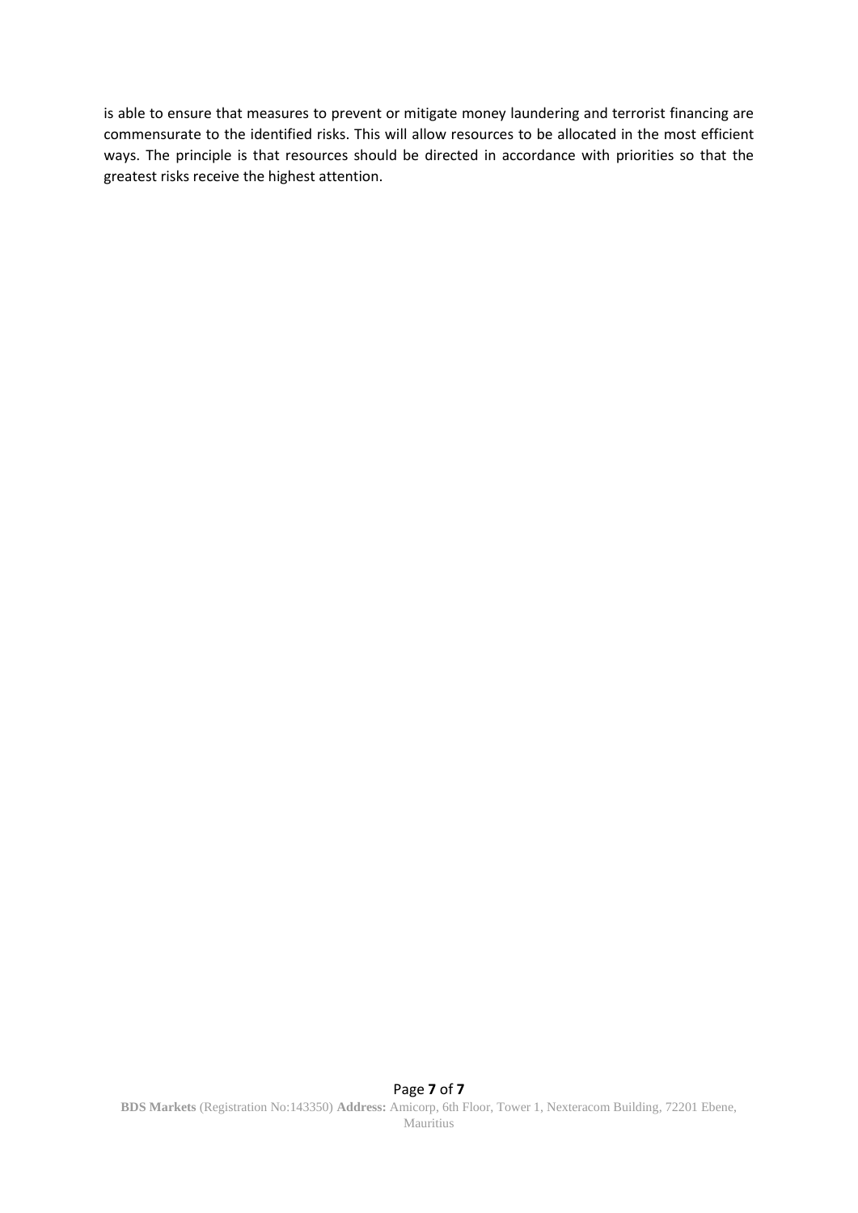is able to ensure that measures to prevent or mitigate money laundering and terrorist financing are commensurate to the identified risks. This will allow resources to be allocated in the most efficient ways. The principle is that resources should be directed in accordance with priorities so that the greatest risks receive the highest attention.